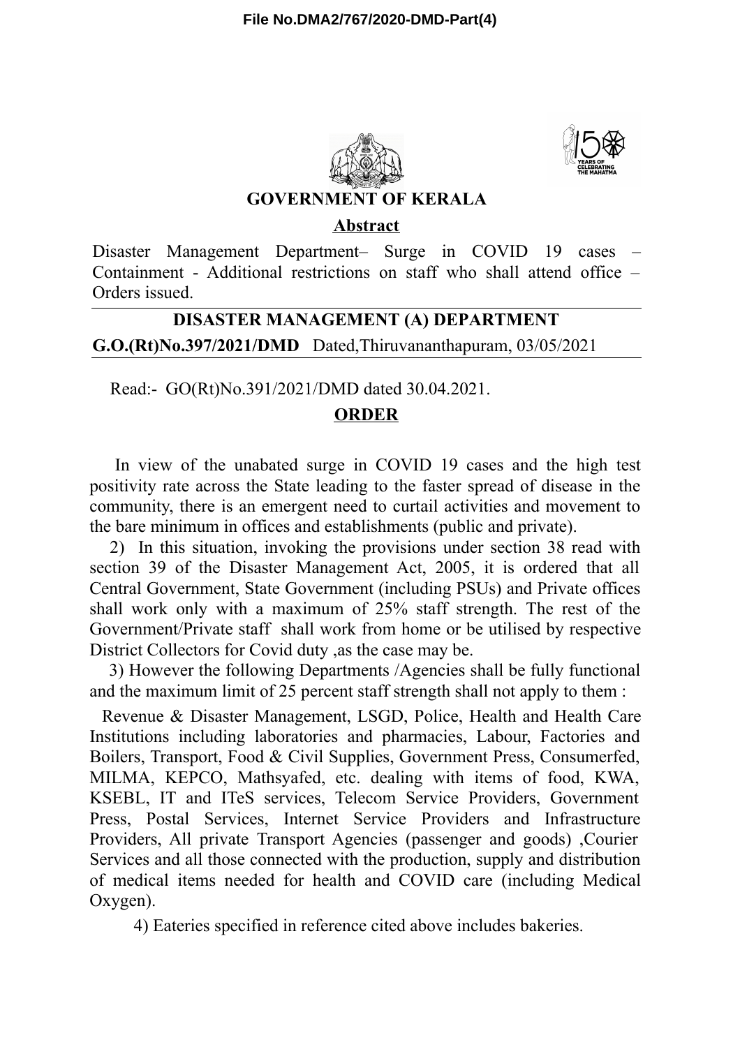# GOVERNMENT OF KERALA

## Abstract

Disaster Management Department– Surge in COVID 19 cases – Containment - Additional restrictions on staff who shall attend office – Orders issued.

---

## DISASTER MANAGEMENT (A) DEPARTMENT

**G.O.(Rt)No.397/2021/DMD** Dated,Thiruvananthapuram, 03/05/2021

---

Read:- GO(Rt)No.391/2021/DMD dated 30.04.2021.

## ORDER

In view of the unabated surge in COVID 19 cases and the high test positivity rate across the State leading to the faster spread of disease in the community, there is an emergent need to curtail activities and movement to the bare minimum in offices and establishments (public and private).

2) In this situation, invoking the provisions under section 38 read with section 39 of the Disaster Management Act, 2005, it is ordered that all Central Government, State Government (including PSUs) and Private offices shall work only with a maximum of 25% staff strength. The rest of the Government/Private staff shall work from home or be utilised by respective District Collectors for Covid duty ,as the case may be.

3) However the following Departments /Agencies shall be fully functional and the maximum limit of 25 percent staff strength shall not apply to them :

Revenue & Disaster Management, LSGD, Police, Health and Health Care Institutions including laboratories and pharmacies, Labour, Factories and Boilers, Transport, Food & Civil Supplies, Government Press, Consumerfed, MILMA, KEPCO, Mathsyafed, etc. dealing with items of food, KWA, KSEBL, IT and ITeS services, Telecom Service Providers, Government Press, Postal Services, Internet Service Providers and Infrastructure Providers, All private Transport Agencies (passenger and goods) ,Courier Services and all those connected with the production, supply and distribution of medical items needed for health and COVID care (including Medical Oxygen).

4) Eateries specified in reference cited above includes bakeries.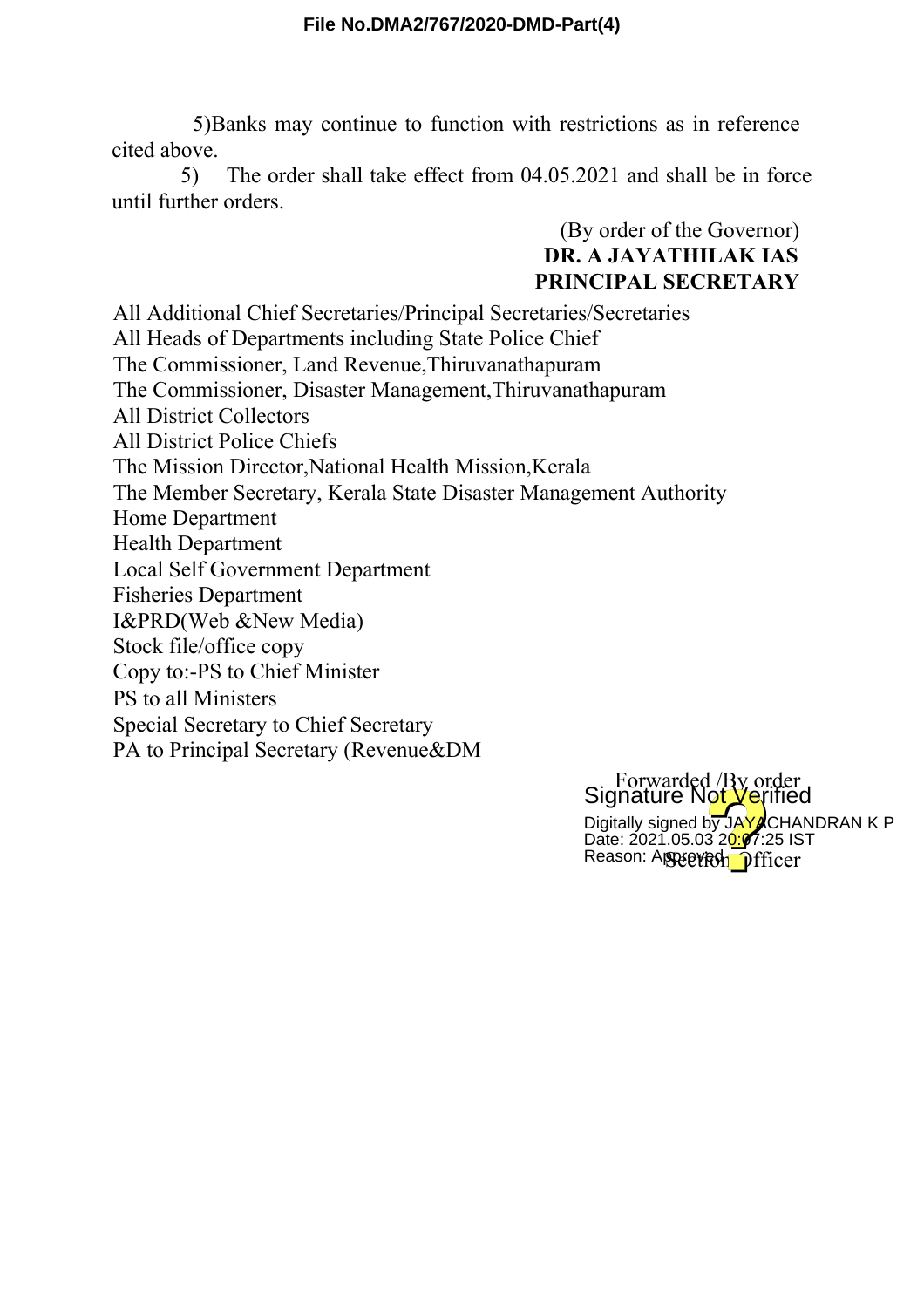5)Banks may continue to function with restrictions as in reference cited above.

5) The order shall take effect from 04.05.2021 and shall be in force until further orders.

(By order of the Governor)
**DR. A JAYATHILAK IAS**
**PRINCIPAL SECRETARY**

All Additional Chief Secretaries/Principal Secretaries/Secretaries
All Heads of Departments including State Police Chief
The Commissioner, Land Revenue,Thiruvanathapuram
The Commissioner, Disaster Management,Thiruvanathapuram
All District Collectors
All District Police Chiefs
The Mission Director,National Health Mission,Kerala
The Member Secretary, Kerala State Disaster Management Authority
Home Department
Health Department
Local Self Government Department
Fisheries Department
I&PRD(Web &New Media)
Stock file/office copy
Copy to:-PS to Chief Minister
PS to all Ministers
Special Secretary to Chief Secretary
PA to Principal Secretary (Revenue&DM

Forwarded /By order
Section Officer

Signature Not Verified
Digitally signed by JAYACHANDRAN K P
Date: 2021.05.03 20:07:25 IST
Reason: Approved